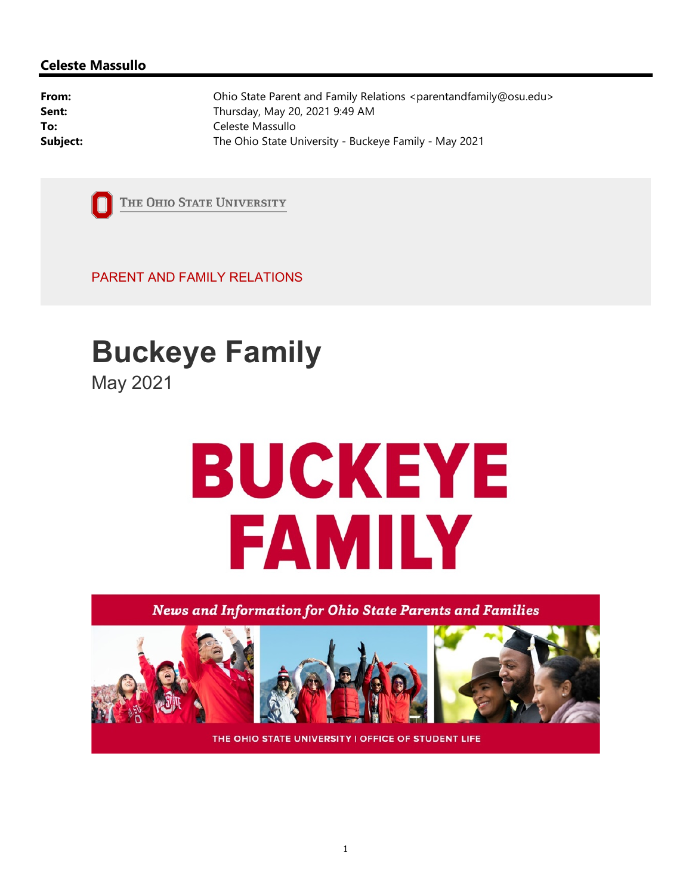**Celeste Massullo**

**From:** Ohio State Parent and Family Relations <parentandfamily@osu.edu>
**Sent:** Thursday, May 20, 2021 9:49 AM
**To:** Celeste Massullo
**Subject:** The Ohio State University - Buckeye Family - May 2021

THE OHIO STATE UNIVERSITY

PARENT AND FAMILY RELATIONS

# Buckeye Family

May 2021

BUCKEYE FAMILY

*News and Information for Ohio State Parents and Families*

THE OHIO STATE UNIVERSITY | OFFICE OF STUDENT LIFE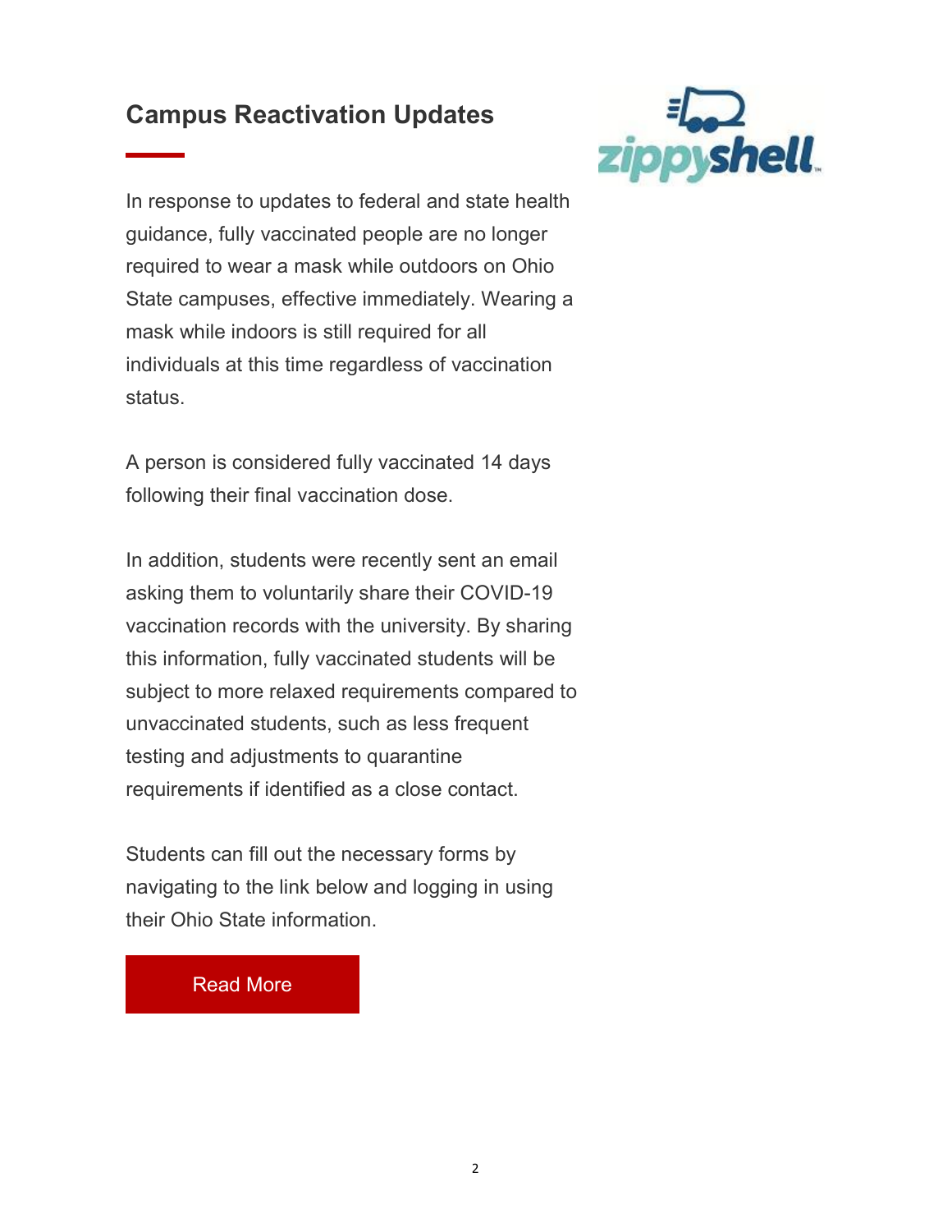## Campus Reactivation Updates

In response to updates to federal and state health guidance, fully vaccinated people are no longer required to wear a mask while outdoors on Ohio State campuses, effective immediately. Wearing a mask while indoors is still required for all individuals at this time regardless of vaccination status.

A person is considered fully vaccinated 14 days following their final vaccination dose.

In addition, students were recently sent an email asking them to voluntarily share their COVID-19 vaccination records with the university. By sharing this information, fully vaccinated students will be subject to more relaxed requirements compared to unvaccinated students, such as less frequent testing and adjustments to quarantine requirements if identified as a close contact.

Students can fill out the necessary forms by navigating to the link below and logging in using their Ohio State information.

Read More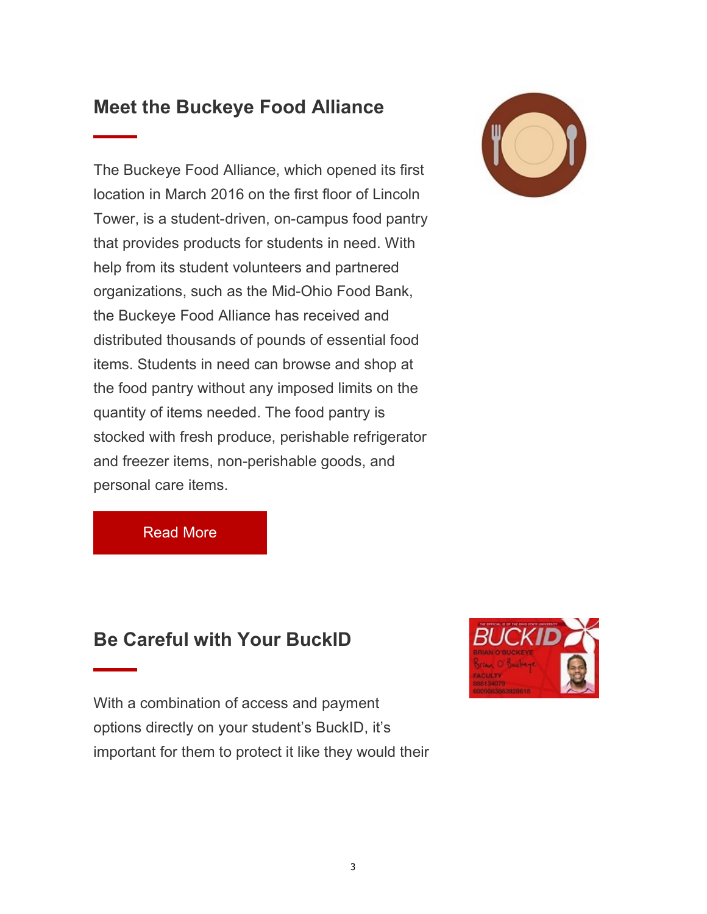## Meet the Buckeye Food Alliance

The Buckeye Food Alliance, which opened its first location in March 2016 on the first floor of Lincoln Tower, is a student-driven, on-campus food pantry that provides products for students in need. With help from its student volunteers and partnered organizations, such as the Mid-Ohio Food Bank, the Buckeye Food Alliance has received and distributed thousands of pounds of essential food items. Students in need can browse and shop at the food pantry without any imposed limits on the quantity of items needed. The food pantry is stocked with fresh produce, perishable refrigerator and freezer items, non-perishable goods, and personal care items.

Read More

## Be Careful with Your BuckID

With a combination of access and payment options directly on your student's BuckID, it's important for them to protect it like they would their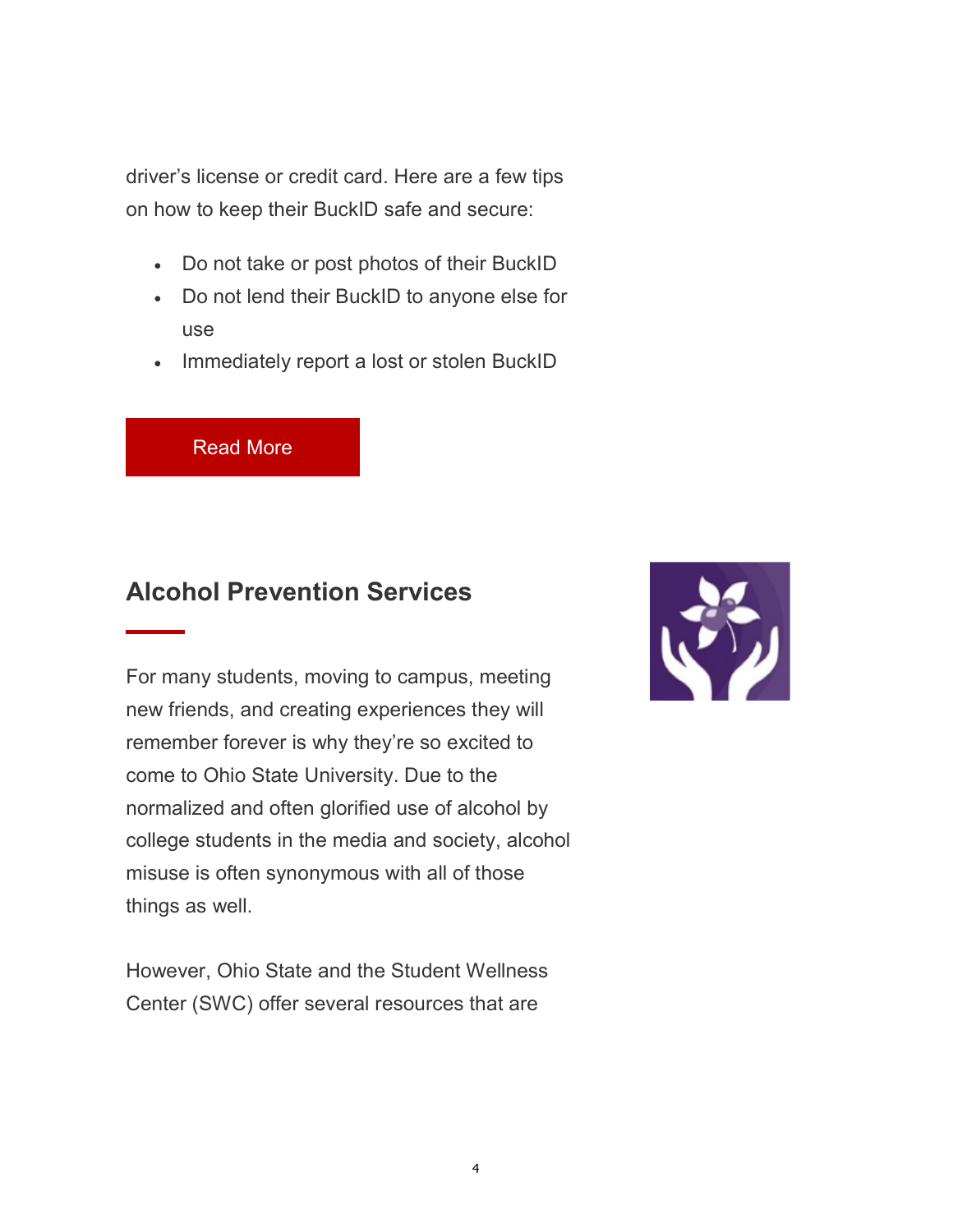driver's license or credit card. Here are a few tips on how to keep their BuckID safe and secure:

- Do not take or post photos of their BuckID
- Do not lend their BuckID to anyone else for use
- Immediately report a lost or stolen BuckID

Read More

## Alcohol Prevention Services

For many students, moving to campus, meeting new friends, and creating experiences they will remember forever is why they're so excited to come to Ohio State University. Due to the normalized and often glorified use of alcohol by college students in the media and society, alcohol misuse is often synonymous with all of those things as well.

However, Ohio State and the Student Wellness Center (SWC) offer several resources that are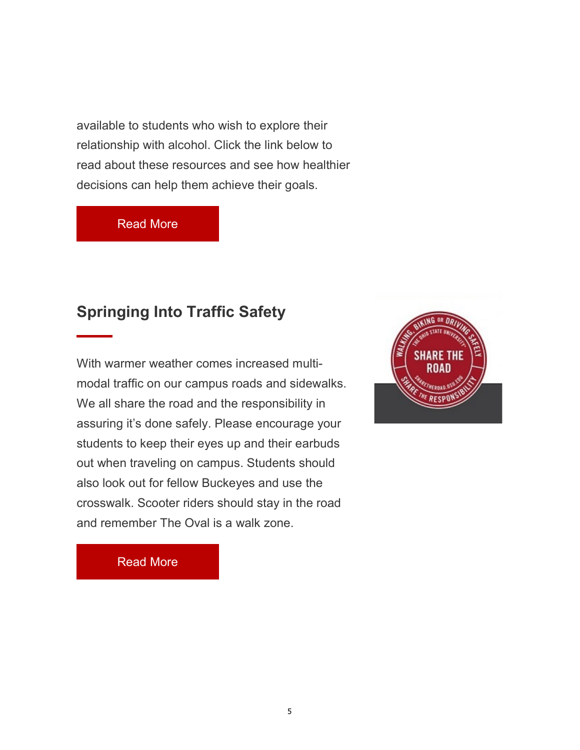available to students who wish to explore their relationship with alcohol. Click the link below to read about these resources and see how healthier decisions can help them achieve their goals.

Read More

## Springing Into Traffic Safety

With warmer weather comes increased multi-modal traffic on our campus roads and sidewalks. We all share the road and the responsibility in assuring it's done safely. Please encourage your students to keep their eyes up and their earbuds out when traveling on campus. Students should also look out for fellow Buckeyes and use the crosswalk. Scooter riders should stay in the road and remember The Oval is a walk zone.

Read More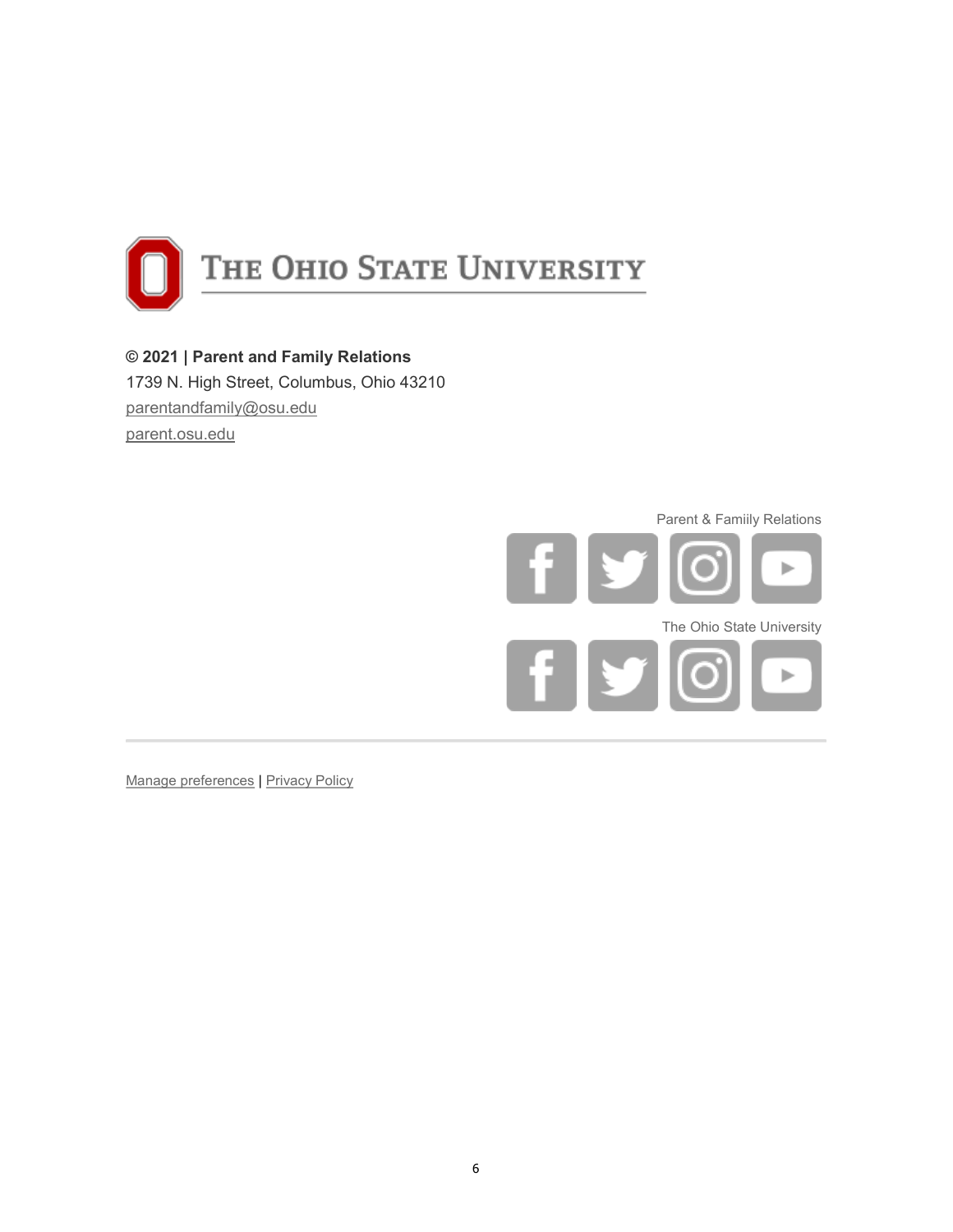THE OHIO STATE UNIVERSITY

**© 2021 | Parent and Family Relations**
1739 N. High Street, Columbus, Ohio 43210
parentandfamily@osu.edu
parent.osu.edu

Parent & Famiily Relations

The Ohio State University

Manage preferences | Privacy Policy